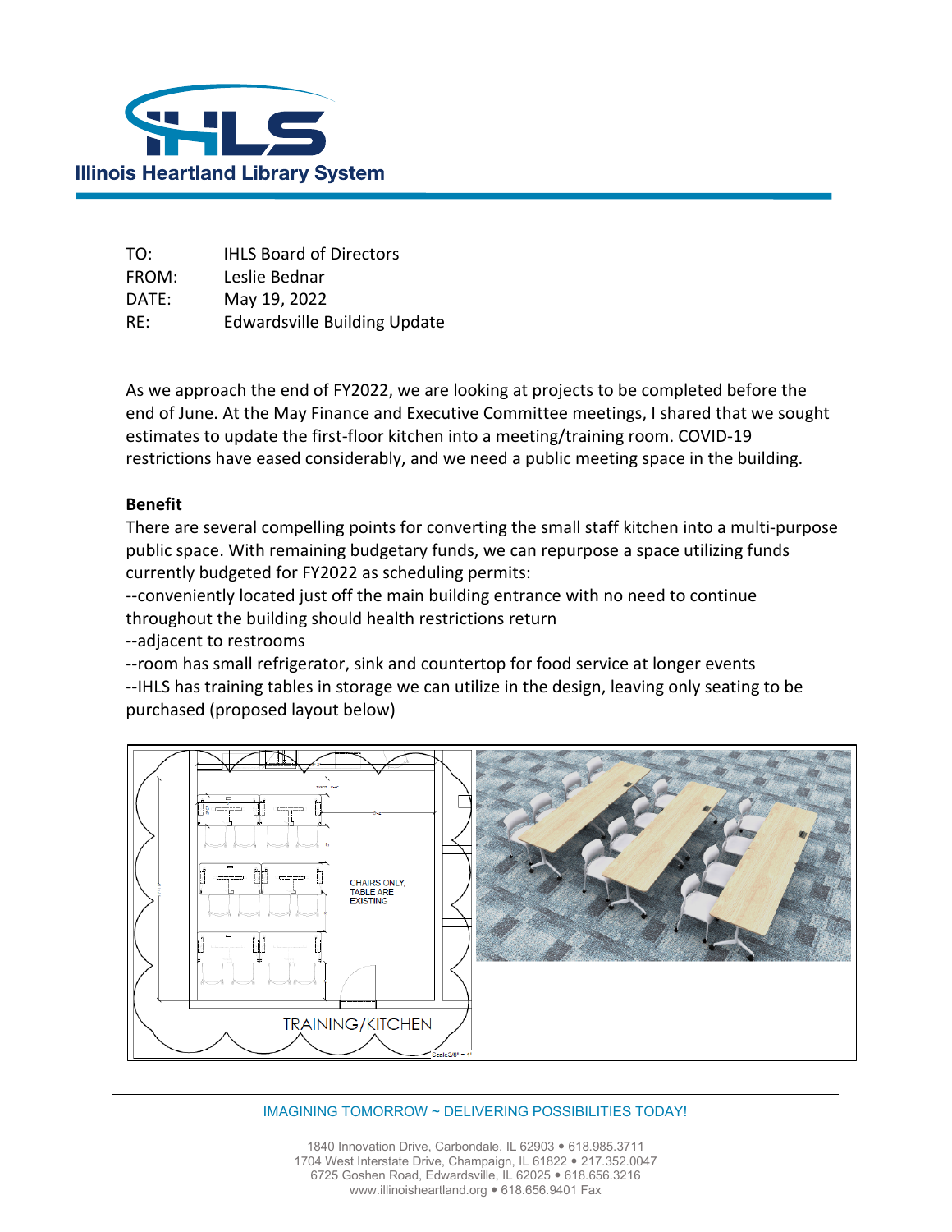Illinois Heartland Library System

TO: IHLS Board of Directors
FROM: Leslie Bednar
DATE: May 19, 2022
RE: Edwardsville Building Update

As we approach the end of FY2022, we are looking at projects to be completed before the end of June. At the May Finance and Executive Committee meetings, I shared that we sought estimates to update the first-floor kitchen into a meeting/training room. COVID-19 restrictions have eased considerably, and we need a public meeting space in the building.

**Benefit**

There are several compelling points for converting the small staff kitchen into a multi-purpose public space. With remaining budgetary funds, we can repurpose a space utilizing funds currently budgeted for FY2022 as scheduling permits:
--conveniently located just off the main building entrance with no need to continue throughout the building should health restrictions return
--adjacent to restrooms
--room has small refrigerator, sink and countertop for food service at longer events
--IHLS has training tables in storage we can utilize in the design, leaving only seating to be purchased (proposed layout below)

CHAIRS ONLY, TABLE ARE EXISTING

TRAINING/KITCHEN

IMAGINING TOMORROW ~ DELIVERING POSSIBILITIES TODAY!

1840 Innovation Drive, Carbondale, IL 62903 • 618.985.3711
1704 West Interstate Drive, Champaign, IL 61822 • 217.352.0047
6725 Goshen Road, Edwardsville, IL 62025 • 618.656.3216
www.illinoisheartland.org • 618.656.9401 Fax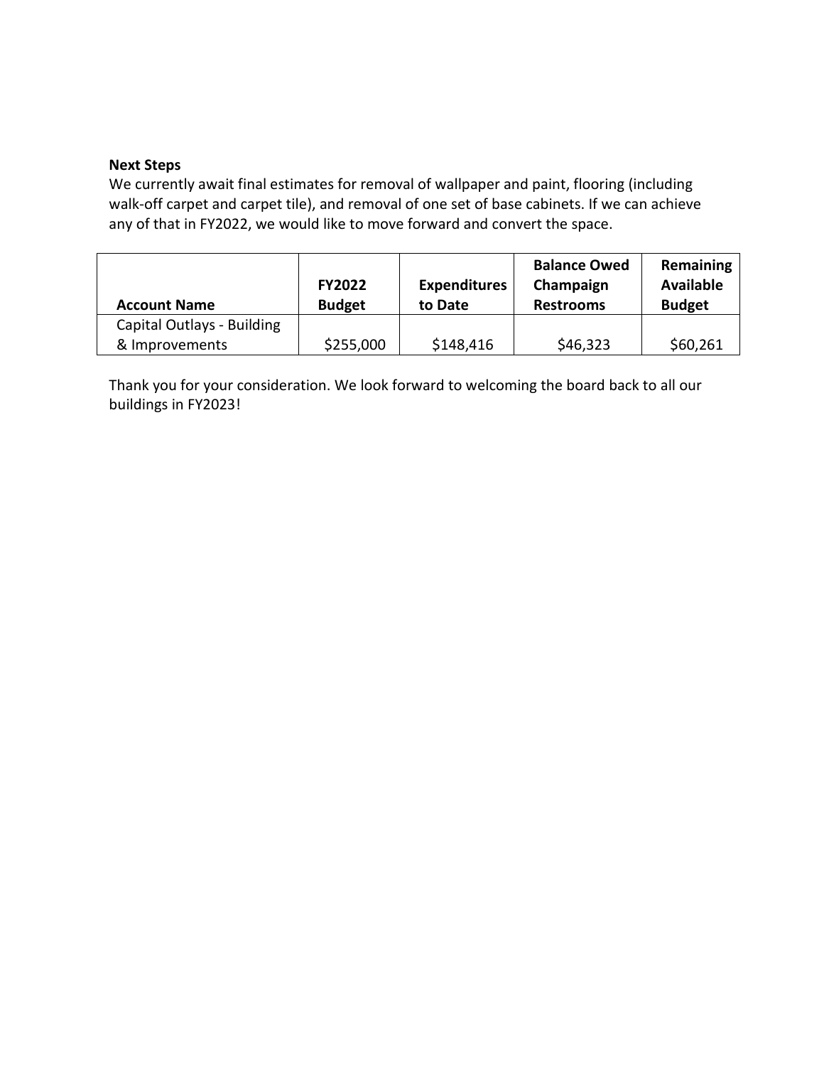**Next Steps**

We currently await final estimates for removal of wallpaper and paint, flooring (including walk-off carpet and carpet tile), and removal of one set of base cabinets. If we can achieve any of that in FY2022, we would like to move forward and convert the space.

| Account Name | FY2022 Budget | Expenditures to Date | Balance Owed Champaign Restrooms | Remaining Available Budget |
|---|---|---|---|---|
| Capital Outlays - Building & Improvements | $255,000 | $148,416 | $46,323 | $60,261 |

Thank you for your consideration. We look forward to welcoming the board back to all our buildings in FY2023!